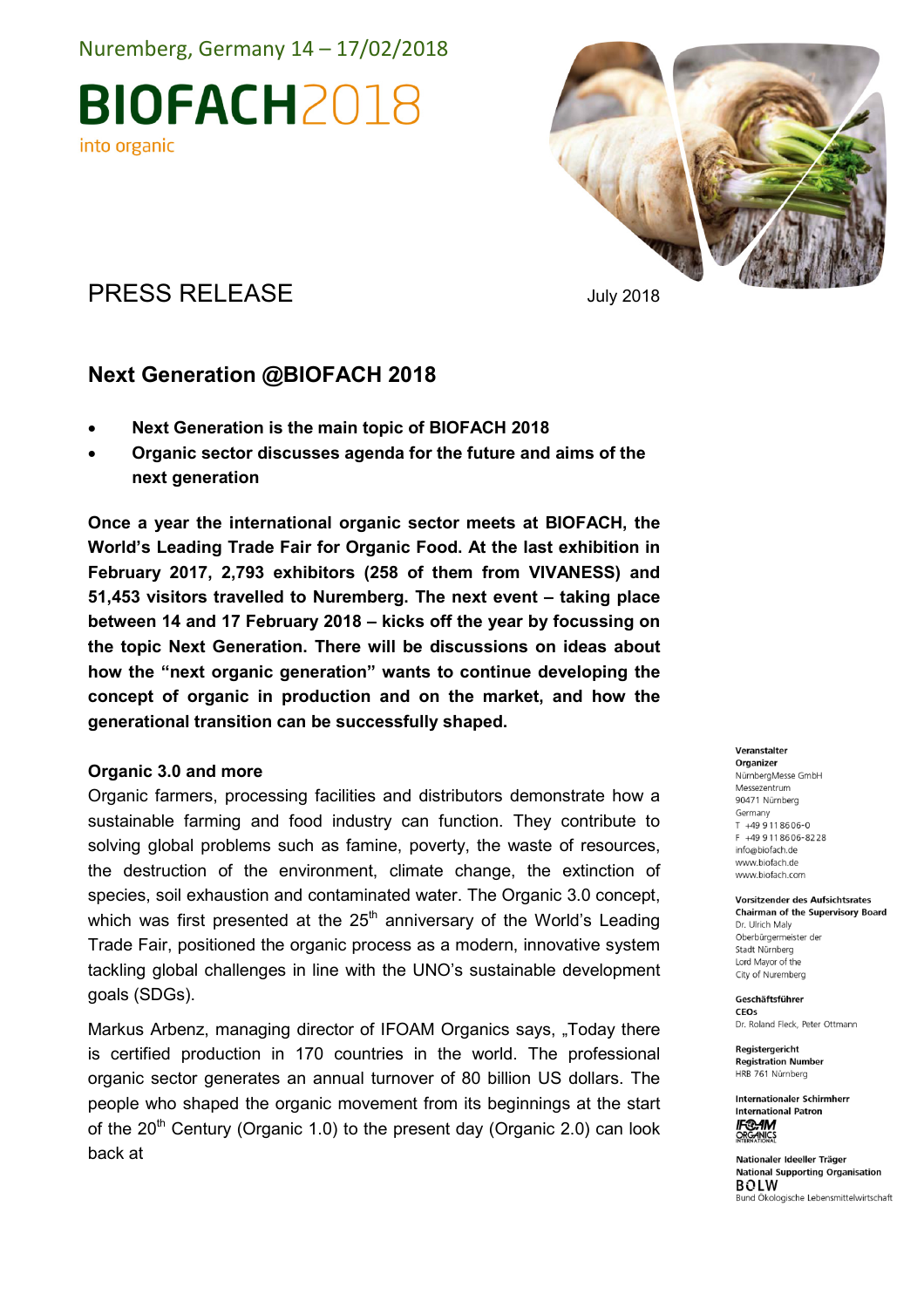Nuremberg, Germany 14 – 17/02/2018

# BIOFACH2018

into organic

PRESS RELEASE

July 2018

## Next Generation @BIOFACH 2018

- **Next Generation is the main topic of BIOFACH 2018**
- **Organic sector discusses agenda for the future and aims of the next generation**

**Once a year the international organic sector meets at BIOFACH, the World's Leading Trade Fair for Organic Food. At the last exhibition in February 2017, 2,793 exhibitors (258 of them from VIVANESS) and 51,453 visitors travelled to Nuremberg. The next event – taking place between 14 and 17 February 2018 – kicks off the year by focussing on the topic Next Generation. There will be discussions on ideas about how the "next organic generation" wants to continue developing the concept of organic in production and on the market, and how the generational transition can be successfully shaped.**

### Organic 3.0 and more

Organic farmers, processing facilities and distributors demonstrate how a sustainable farming and food industry can function. They contribute to solving global problems such as famine, poverty, the waste of resources, the destruction of the environment, climate change, the extinction of species, soil exhaustion and contaminated water. The Organic 3.0 concept, which was first presented at the 25th anniversary of the World's Leading Trade Fair, positioned the organic process as a modern, innovative system tackling global challenges in line with the UNO's sustainable development goals (SDGs).

Markus Arbenz, managing director of IFOAM Organics says, „Today there is certified production in 170 countries in the world. The professional organic sector generates an annual turnover of 80 billion US dollars. The people who shaped the organic movement from its beginnings at the start of the 20th Century (Organic 1.0) to the present day (Organic 2.0) can look back at

**Veranstalter**
**Organizer**
NürnbergMesse GmbH
Messezentrum
90471 Nürnberg
Germany
T +49 9 11 86 06-0
F +49 9 11 86 06-82 28
info@biofach.de
www.biofach.de
www.biofach.com

**Vorsitzender des Aufsichtsrates**
**Chairman of the Supervisory Board**
Dr. Ulrich Maly
Oberbürgermeister der
Stadt Nürnberg
Lord Mayor of the
City of Nuremberg

**Geschäftsführer**
**CEOs**
Dr. Roland Fleck, Peter Ottmann

**Registergericht**
**Registration Number**
HRB 761 Nürnberg

**Internationaler Schirmherr**
**International Patron**
IFOAM ORGANICS INTERNATIONAL

**Nationaler Ideeller Träger**
**National Supporting Organisation**
BÖLW
Bund Ökologische Lebensmittelwirtschaft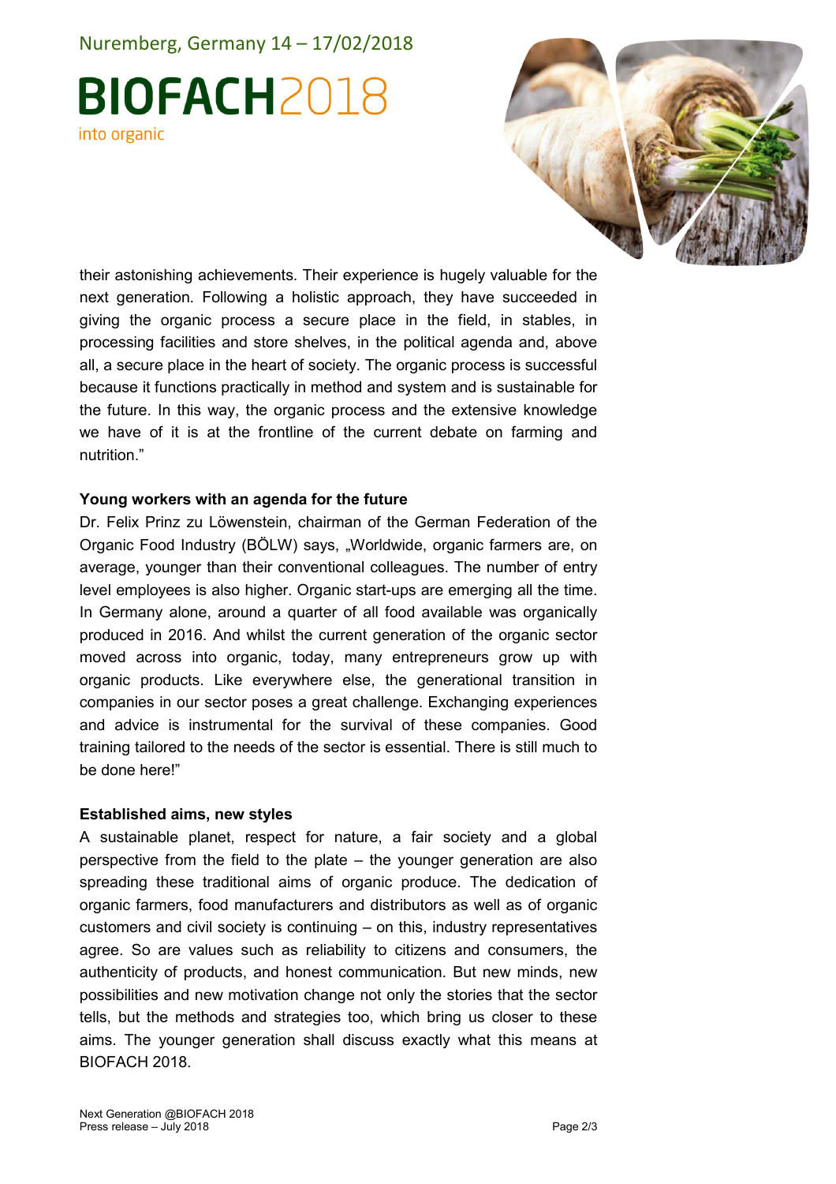their astonishing achievements. Their experience is hugely valuable for the next generation. Following a holistic approach, they have succeeded in giving the organic process a secure place in the field, in stables, in processing facilities and store shelves, in the political agenda and, above all, a secure place in the heart of society. The organic process is successful because it functions practically in method and system and is sustainable for the future. In this way, the organic process and the extensive knowledge we have of it is at the frontline of the current debate on farming and nutrition."

**Young workers with an agenda for the future**

Dr. Felix Prinz zu Löwenstein, chairman of the German Federation of the Organic Food Industry (BÖLW) says, „Worldwide, organic farmers are, on average, younger than their conventional colleagues. The number of entry level employees is also higher. Organic start-ups are emerging all the time. In Germany alone, around a quarter of all food available was organically produced in 2016. And whilst the current generation of the organic sector moved across into organic, today, many entrepreneurs grow up with organic products. Like everywhere else, the generational transition in companies in our sector poses a great challenge. Exchanging experiences and advice is instrumental for the survival of these companies. Good training tailored to the needs of the sector is essential. There is still much to be done here!"

**Established aims, new styles**

A sustainable planet, respect for nature, a fair society and a global perspective from the field to the plate – the younger generation are also spreading these traditional aims of organic produce. The dedication of organic farmers, food manufacturers and distributors as well as of organic customers and civil society is continuing – on this, industry representatives agree. So are values such as reliability to citizens and consumers, the authenticity of products, and honest communication. But new minds, new possibilities and new motivation change not only the stories that the sector tells, but the methods and strategies too, which bring us closer to these aims. The younger generation shall discuss exactly what this means at BIOFACH 2018.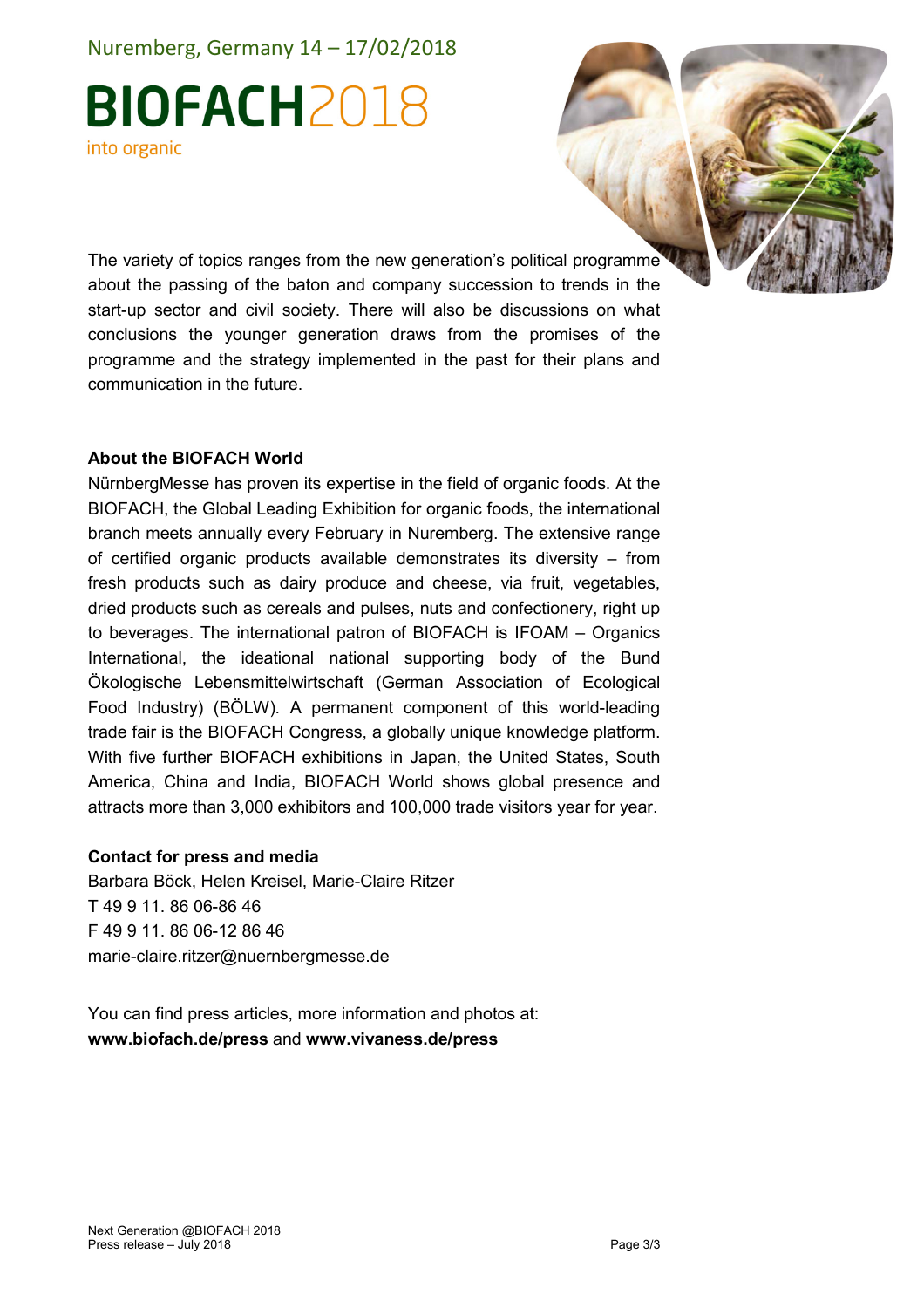The variety of topics ranges from the new generation's political programme about the passing of the baton and company succession to trends in the start-up sector and civil society. There will also be discussions on what conclusions the younger generation draws from the promises of the programme and the strategy implemented in the past for their plans and communication in the future.

**About the BIOFACH World**

NürnbergMesse has proven its expertise in the field of organic foods. At the BIOFACH, the Global Leading Exhibition for organic foods, the international branch meets annually every February in Nuremberg. The extensive range of certified organic products available demonstrates its diversity – from fresh products such as dairy produce and cheese, via fruit, vegetables, dried products such as cereals and pulses, nuts and confectionery, right up to beverages. The international patron of BIOFACH is IFOAM – Organics International, the ideational national supporting body of the Bund Ökologische Lebensmittelwirtschaft (German Association of Ecological Food Industry) (BÖLW). A permanent component of this world-leading trade fair is the BIOFACH Congress, a globally unique knowledge platform. With five further BIOFACH exhibitions in Japan, the United States, South America, China and India, BIOFACH World shows global presence and attracts more than 3,000 exhibitors and 100,000 trade visitors year for year.

**Contact for press and media**

Barbara Böck, Helen Kreisel, Marie-Claire Ritzer
T 49 9 11. 86 06-86 46
F 49 9 11. 86 06-12 86 46
marie-claire.ritzer@nuernbergmesse.de

You can find press articles, more information and photos at:
**www.biofach.de/press** and **www.vivaness.de/press**